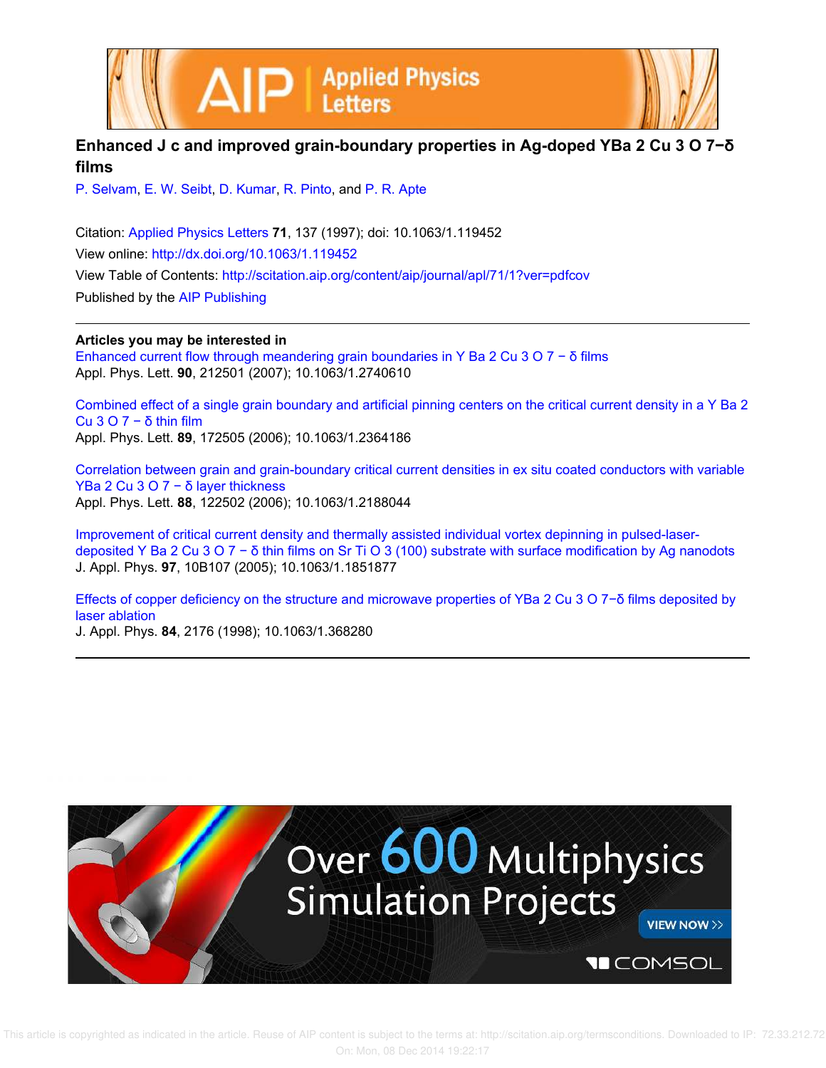# Enhanced $J_c$ and improved grain-boundary properties in Ag-doped $YBa_2Cu_3O_{7-\delta}$ films

P. Selvam, E. W. Seibt, D. Kumar, R. Pinto, and P. R. Apte

Citation: Applied Physics Letters **71**, 137 (1997); doi: 10.1063/1.119452

View online: http://dx.doi.org/10.1063/1.119452

View Table of Contents: http://scitation.aip.org/content/aip/journal/apl/71/1?ver=pdfcov

Published by the AIP Publishing

## Articles you may be interested in

Enhanced current flow through meandering grain boundaries in $YBa_2Cu_3O_{7-\delta}$ films
Appl. Phys. Lett. **90**, 212501 (2007); 10.1063/1.2740610

Combined effect of a single grain boundary and artificial pinning centers on the critical current density in a $YBa_2Cu_3O_{7-\delta}$ thin film
Appl. Phys. Lett. **89**, 172505 (2006); 10.1063/1.2364186

Correlation between grain and grain-boundary critical current densities in ex situ coated conductors with variable $YBa_2Cu_3O_{7-\delta}$ layer thickness
Appl. Phys. Lett. **88**, 122502 (2006); 10.1063/1.2188044

Improvement of critical current density and thermally assisted individual vortex depinning in pulsed-laser-deposited $YBa_2Cu_3O_{7-\delta}$ thin films on $SrTiO_3$ (100) substrate with surface modification by Ag nanodots
J. Appl. Phys. **97**, 10B107 (2005); 10.1063/1.1851877

Effects of copper deficiency on the structure and microwave properties of $YBa_2Cu_3O_{7-\delta}$ films deposited by laser ablation
J. Appl. Phys. **84**, 2176 (1998); 10.1063/1.368280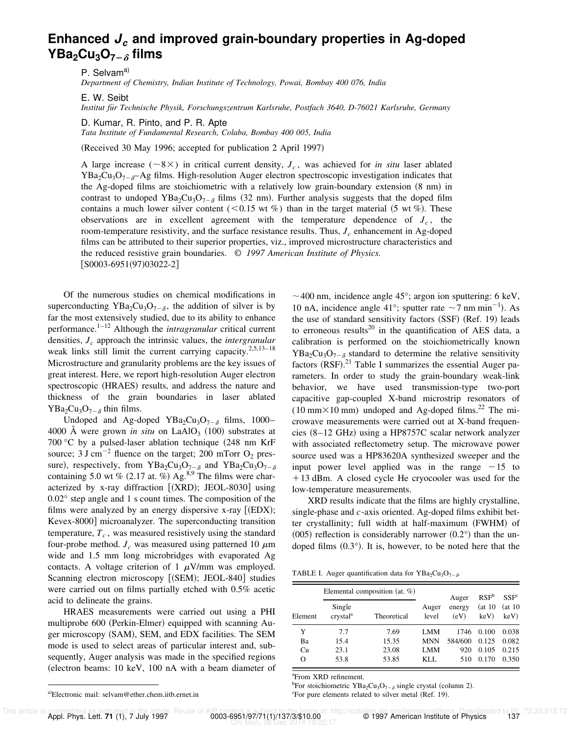# Enhanced $J_c$ and improved grain-boundary properties in Ag-doped $YBa_2Cu_3O_{7-\delta}$ films

P. Selvam[a)]

*Department of Chemistry, Indian Institute of Technology, Powai, Bombay 400 076, India*

E. W. Seibt

*Institut für Technische Physik, Forschungszentrum Karlsruhe, Postfach 3640, D-76021 Karlsruhe, Germany*

D. Kumar, R. Pinto, and P. R. Apte

*Tata Institute of Fundamental Research, Colaba, Bombay 400 005, India*

(Received 30 May 1996; accepted for publication 2 April 1997)

A large increase (~8×) in critical current density, $J_c$, was achieved for *in situ* laser ablated $YBa_2Cu_3O_{7-\delta}$–Ag films. High-resolution Auger electron spectroscopic investigation indicates that the Ag-doped films are stoichiometric with a relatively low grain-boundary extension (8 nm) in contrast to undoped $YBa_2Cu_3O_{7-\delta}$ films (32 nm). Further analysis suggests that the doped film contains a much lower silver content (<0.15 wt %) than in the target material (5 wt %). These observations are in excellent agreement with the temperature dependence of $J_c$, the room-temperature resistivity, and the surface resistance results. Thus, $J_c$ enhancement in Ag-doped films can be attributed to their superior properties, viz., improved microstructure characteristics and the reduced resistive grain boundaries. © *1997 American Institute of Physics.* [S0003-6951(97)03022-2]

Of the numerous studies on chemical modifications in superconducting $YBa_2Cu_3O_{7-\delta}$, the addition of silver is by far the most extensively studied, due to its ability to enhance performance.[1–12] Although the *intragranular* critical current densities, $J_c$ approach the intrinsic values, the *intergranular* weak links still limit the current carrying capacity.[2,5,13–18] Microstructure and granularity problems are the key issues of great interest. Here, we report high-resolution Auger electron spectroscopic (HRAES) results, and address the nature and thickness of the grain boundaries in laser ablated $YBa_2Cu_3O_{7-\delta}$ thin films.

Undoped and Ag-doped $YBa_2Cu_3O_{7-\delta}$ films, 1000–4000 Å were grown *in situ* on $LaAlO_3$ (100) substrates at 700 °C by a pulsed-laser ablation technique (248 nm KrF source; 3 J cm$^{-2}$ fluence on the target; 200 mTorr $O_2$ pressure), respectively, from $YBa_2Cu_3O_{7-\delta}$ and $YBa_2Cu_3O_{7-\delta}$ containing 5.0 wt % (2.17 at. %) Ag.[8,9] The films were characterized by x-ray diffraction [(XRD); JEOL-8030] using 0.02° step angle and 1 s count times. The composition of the films were analyzed by an energy dispersive x-ray [(EDX); Kevex-8000] microanalyzer. The superconducting transition temperature, $T_c$, was measured resistively using the standard four-probe method. $J_c$ was measured using patterned 10 μm wide and 1.5 mm long microbridges with evaporated Ag contacts. A voltage criterion of 1 μV/mm was employed. Scanning electron microscopy [(SEM); JEOL-840] studies were carried out on films partially etched with 0.5% acetic acid to delineate the grains.

HRAES measurements were carried out using a PHI multiprobe 600 (Perkin-Elmer) equipped with scanning Auger microscopy (SAM), SEM, and EDX facilities. The SEM mode is used to select areas of particular interest and, subsequently, Auger analysis was made in the specified regions (electron beams: 10 keV, 100 nA with a beam diameter of ~400 nm, incidence angle 45°; argon ion sputtering: 6 keV, 10 nA, incidence angle 41°; sputter rate ~7 nm min$^{-1}$). As the use of standard sensitivity factors (SSF) (Ref. 19) leads to erroneous results[20] in the quantification of AES data, a calibration is performed on the stoichiometrically known $YBa_2Cu_3O_{7-\delta}$ standard to determine the relative sensitivity factors (RSF).[21] Table I summarizes the essential Auger parameters. In order to study the grain-boundary weak-link behavior, we have used transmission-type two-port capacitive gap-coupled X-band microstrip resonators of (10 mm×10 mm) undoped and Ag-doped films.[22] The microwave measurements were carried out at X-band frequencies (8–12 GHz) using a HP8757C scalar network analyzer with associated reflectometry setup. The microwave power source used was a HP83620A synthesized sweeper and the input power level applied was in the range −15 to +13 dBm. A closed cycle He cryocooler was used for the low-temperature measurements.

XRD results indicate that the films are highly crystalline, single-phase and *c*-axis oriented. Ag-doped films exhibit better crystallinity; full width at half-maximum (FWHM) of (005) reflection is considerably narrower (0.2°) than the undoped films (0.3°). It is, however, to be noted here that the

TABLE I. Auger quantification data for $YBa_2Cu_3O_{7-\delta}$.

| Element | Elemental composition (at. %) | | Auger level | Auger energy (eV) | RSF[b] (at 10 keV) | SSF[c] (at 10 keV) |
|---|---|---|---|---|---|---|
| | Single crystal[a] | Theoretical | | | | |
| Y | 7.7 | 7.69 | LMM | 1746 | 0.100 | 0.038 |
| Ba | 15.4 | 15.35 | MNN | 584/600 | 0.125 | 0.082 |
| Cu | 23.1 | 23.08 | LMM | 920 | 0.105 | 0.215 |
| O | 53.8 | 53.85 | KLL | 510 | 0.170 | 0.350 |

[a]From XRD refinement.

[b]For stoichiometric $YBa_2Cu_3O_{7-\delta}$ single crystal (column 2).

[c]For pure elements related to silver metal (Ref. 19).

[a)]Electronic mail: selvam@ether.chem.iitb.ernet.in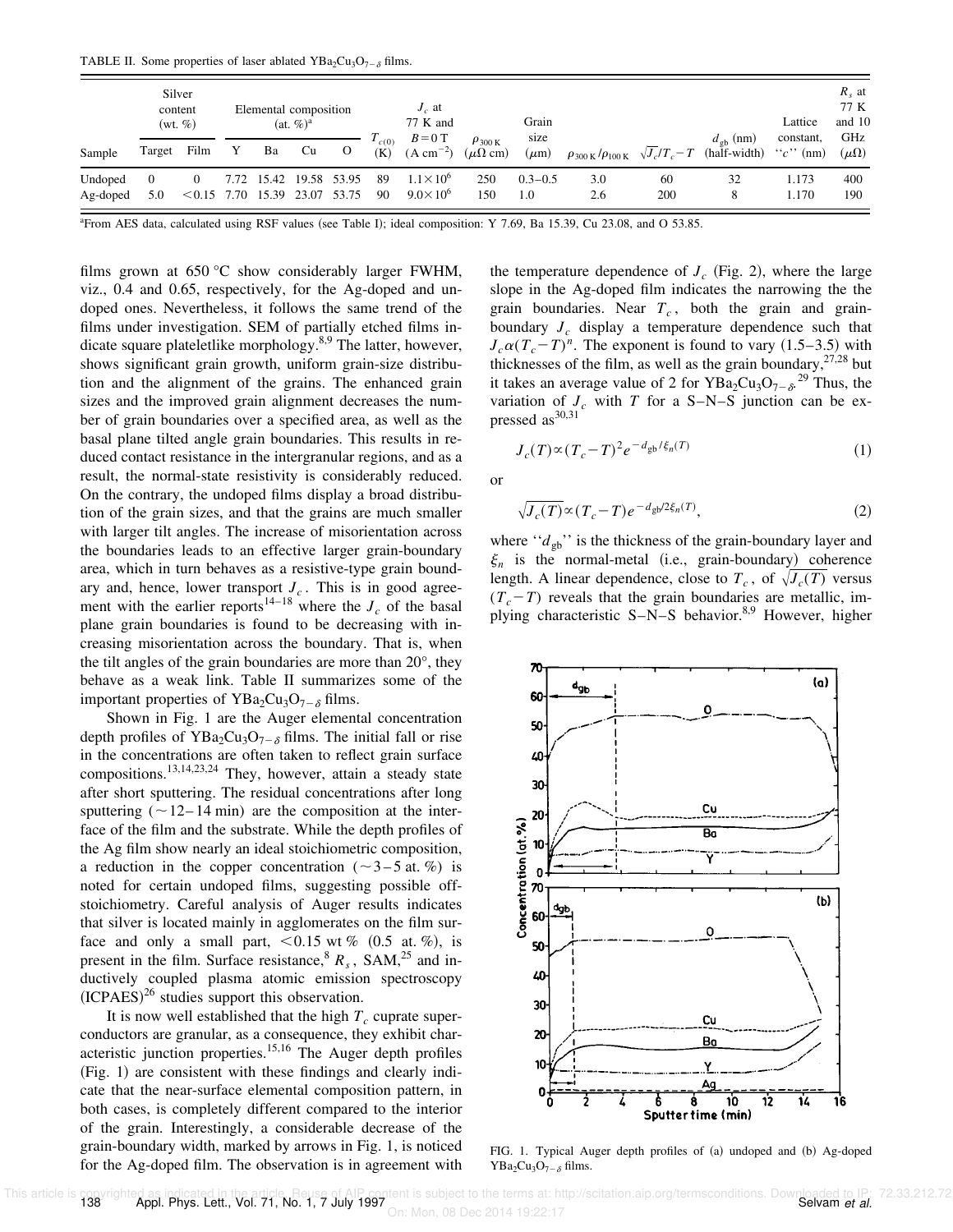TABLE II. Some properties of laser ablated $YBa_2Cu_3O_{7-\delta}$ films.

| Sample | Silver content (wt. %) | | Elemental composition (at. %)[a] | | | | $T_{c(0)}$ (K) | $J_c$ at 77 K and $B=0$ T (A cm$^{-2}$) | $\rho_{300\,K}$ ($\mu\Omega$ cm) | Grain size ($\mu$m) | $\rho_{300\,K}/\rho_{100\,K}$ | $\sqrt{J_c}/T_c-T$ | $d_{gb}$ (nm) (half-width) | Lattice constant, "c" (nm) | $R_s$ at 77 K and 10 GHz ($\mu\Omega$) |
|---|---|---|---|---|---|---|---|---|---|---|---|---|---|---|---|
| | Target | Film | Y | Ba | Cu | O | | | | | | | | | |
| Undoped | 0 | 0 | 7.72 | 15.42 | 19.58 | 53.95 | 89 | $1.1\times10^6$ | 250 | 0.3–0.5 | 3.0 | 60 | 32 | 1.173 | 400 |
| Ag-doped | 5.0 | <0.15 | 7.70 | 15.39 | 23.07 | 53.75 | 90 | $9.0\times10^6$ | 150 | 1.0 | 2.6 | 200 | 8 | 1.170 | 190 |

[a]From AES data, calculated using RSF values (see Table I); ideal composition: Y 7.69, Ba 15.39, Cu 23.08, and O 53.85.

films grown at 650 °C show considerably larger FWHM, viz., 0.4 and 0.65, respectively, for the Ag-doped and undoped ones. Nevertheless, it follows the same trend of the films under investigation. SEM of partially etched films indicate square plateletlike morphology.[8,9] The latter, however, shows significant grain growth, uniform grain-size distribution and the alignment of the grains. The enhanced grain sizes and the improved grain alignment decreases the number of grain boundaries over a specified area, as well as the basal plane tilted angle grain boundaries. This results in reduced contact resistance in the intergranular regions, and as a result, the normal-state resistivity is considerably reduced. On the contrary, the undoped films display a broad distribution of the grain sizes, and that the grains are much smaller with larger tilt angles. The increase of misorientation across the boundaries leads to an effective larger grain-boundary area, which in turn behaves as a resistive-type grain boundary and, hence, lower transport $J_c$. This is in good agreement with the earlier reports[14–18] where the $J_c$ of the basal plane grain boundaries is found to be decreasing with increasing misorientation across the boundary. That is, when the tilt angles of the grain boundaries are more than 20°, they behave as a weak link. Table II summarizes some of the important properties of $YBa_2Cu_3O_{7-\delta}$ films.

Shown in Fig. 1 are the Auger elemental concentration depth profiles of $YBa_2Cu_3O_{7-\delta}$ films. The initial fall or rise in the concentrations are often taken to reflect grain surface compositions.[13,14,23,24] They, however, attain a steady state after short sputtering. The residual concentrations after long sputtering (~12–14 min) are the composition at the interface of the film and the substrate. While the depth profiles of the Ag film show nearly an ideal stoichiometric composition, a reduction in the copper concentration (~3–5 at. %) is noted for certain undoped films, suggesting possible off-stoichiometry. Careful analysis of Auger results indicates that silver is located mainly in agglomerates on the film surface and only a small part, <0.15 wt % (0.5 at. %), is present in the film. Surface resistance,[8] $R_s$, SAM,[25] and inductively coupled plasma atomic emission spectroscopy (ICPAES)[26] studies support this observation.

It is now well established that the high $T_c$ cuprate superconductors are granular, as a consequence, they exhibit characteristic junction properties.[15,16] The Auger depth profiles (Fig. 1) are consistent with these findings and clearly indicate that the near-surface elemental composition pattern, in both cases, is completely different compared to the interior of the grain. Interestingly, a considerable decrease of the grain-boundary width, marked by arrows in Fig. 1, is noticed for the Ag-doped film. The observation is in agreement with the temperature dependence of $J_c$ (Fig. 2), where the large slope in the Ag-doped film indicates the narrowing the the grain boundaries. Near $T_c$, both the grain and grain-boundary $J_c$ display a temperature dependence such that $J_c \alpha (T_c-T)^n$. The exponent is found to vary (1.5–3.5) with thicknesses of the film, as well as the grain boundary,[27,28] but it takes an average value of 2 for $YBa_2Cu_3O_{7-\delta}$.[29] Thus, the variation of $J_c$ with $T$ for a S–N–S junction can be expressed as[30,31]

$$J_c(T) \propto (T_c-T)^2 e^{-d_{gb}/\xi_n(T)} \tag{1}$$

or

$$\sqrt{J_c(T)} \propto (T_c-T) e^{-d_{gb}/2\xi_n(T)}, \tag{2}$$

where "$d_{gb}$" is the thickness of the grain-boundary layer and $\xi_n$ is the normal-metal (i.e., grain-boundary) coherence length. A linear dependence, close to $T_c$, of $\sqrt{J_c(T)}$ versus $(T_c-T)$ reveals that the grain boundaries are metallic, implying characteristic S–N–S behavior.[8,9] However, higher

FIG. 1. Typical Auger depth profiles of (a) undoped and (b) Ag-doped $YBa_2Cu_3O_{7-\delta}$ films.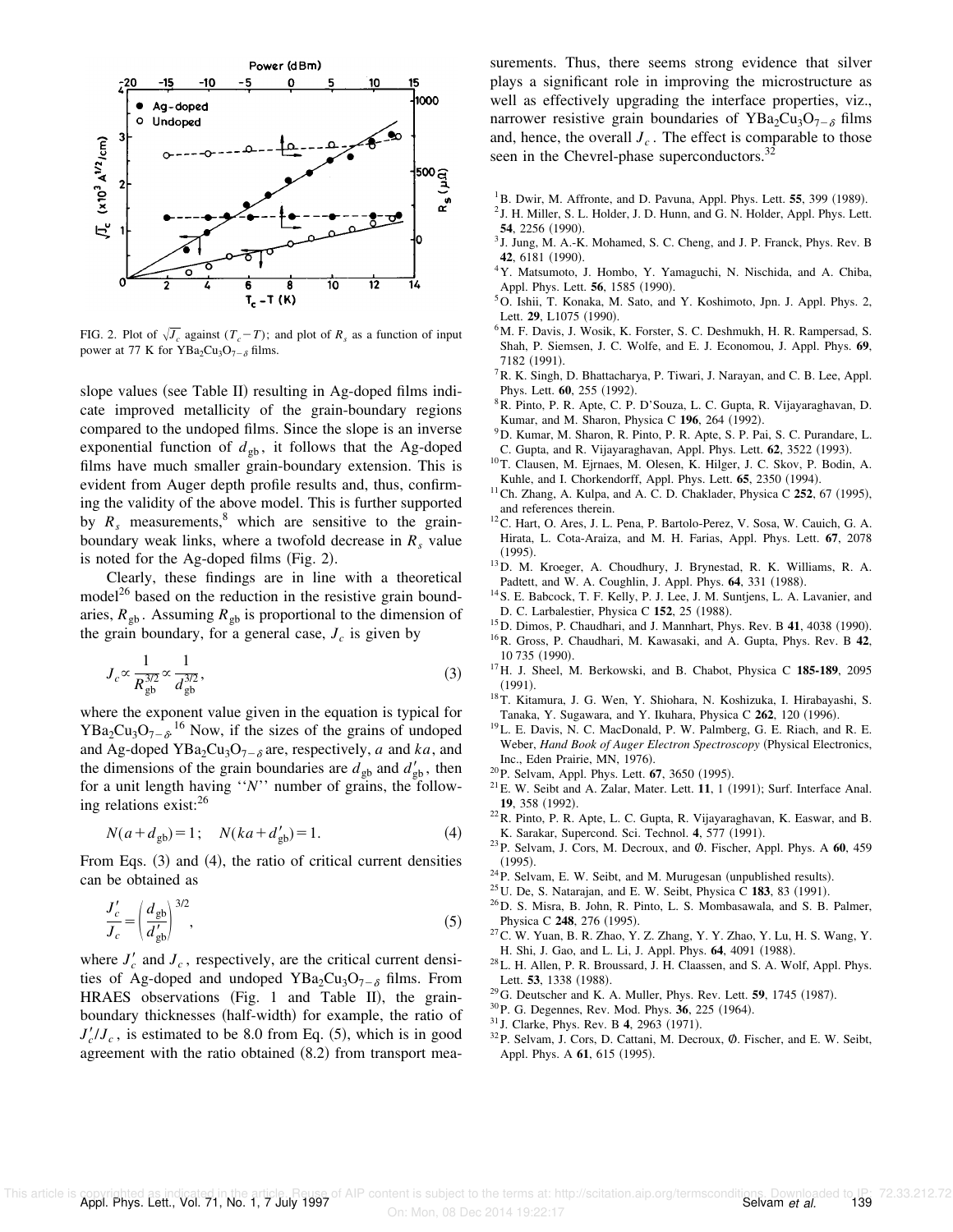Power (dBm)

-20 -15 -10 -5 0 5 10 15

● Ag-doped

○ Undoped

$\sqrt{J_c}$ ($\times 10^3$ A$^{1/2}$/cm)

$R_s$ ($\mu\Omega$)

1000

500

0

0 1 2 3 4

0 2 4 6 8 10 12 14

$T_c - T$ (K)

FIG. 2. Plot of $\sqrt{J_c}$ against $(T_c - T)$; and plot of $R_s$ as a function of input power at 77 K for $YBa_2Cu_3O_{7-\delta}$ films.

slope values (see Table II) resulting in Ag-doped films indicate improved metallicity of the grain-boundary regions compared to the undoped films. Since the slope is an inverse exponential function of $d_{gb}$, it follows that the Ag-doped films have much smaller grain-boundary extension. This is evident from Auger depth profile results and, thus, confirming the validity of the above model. This is further supported by $R_s$ measurements,[8] which are sensitive to the grain-boundary weak links, where a twofold decrease in $R_s$ value is noted for the Ag-doped films (Fig. 2).

Clearly, these findings are in line with a theoretical model[26] based on the reduction in the resistive grain boundaries, $R_{gb}$. Assuming $R_{gb}$ is proportional to the dimension of the grain boundary, for a general case, $J_c$ is given by

$$J_c \propto \frac{1}{R_{gb}^{3/2}} \propto \frac{1}{d_{gb}^{3/2}}, \tag{3}$$

where the exponent value given in the equation is typical for $YBa_2Cu_3O_{7-\delta}$.[16] Now, if the sizes of the grains of undoped and Ag-doped $YBa_2Cu_3O_{7-\delta}$ are, respectively, $a$ and $ka$, and the dimensions of the grain boundaries are $d_{gb}$ and $d'_{gb}$, then for a unit length having ''$N$'' number of grains, the following relations exist:[26]

$$N(a + d_{gb}) = 1; \quad N(ka + d'_{gb}) = 1. \tag{4}$$

From Eqs. (3) and (4), the ratio of critical current densities can be obtained as

$$\frac{J'_c}{J_c} = \left(\frac{d_{gb}}{d'_{gb}}\right)^{3/2}, \tag{5}$$

where $J'_c$ and $J_c$, respectively, are the critical current densities of Ag-doped and undoped $YBa_2Cu_3O_{7-\delta}$ films. From HRAES observations (Fig. 1 and Table II), the grain-boundary thicknesses (half-width) for example, the ratio of $J'_c/J_c$, is estimated to be 8.0 from Eq. (5), which is in good agreement with the ratio obtained (8.2) from transport measurements. Thus, there seems strong evidence that silver plays a significant role in improving the microstructure as well as effectively upgrading the interface properties, viz., narrower resistive grain boundaries of $YBa_2Cu_3O_{7-\delta}$ films and, hence, the overall $J_c$. The effect is comparable to those seen in the Chevrel-phase superconductors.[32]

[1] B. Dwir, M. Affronte, and D. Pavuna, Appl. Phys. Lett. **55**, 399 (1989).
[2] J. H. Miller, S. L. Holder, J. D. Hunn, and G. N. Holder, Appl. Phys. Lett. **54**, 2256 (1990).
[3] J. Jung, M. A.-K. Mohamed, S. C. Cheng, and J. P. Franck, Phys. Rev. B **42**, 6181 (1990).
[4] Y. Matsumoto, J. Hombo, Y. Yamaguchi, N. Nischida, and A. Chiba, Appl. Phys. Lett. **56**, 1585 (1990).
[5] O. Ishii, T. Konaka, M. Sato, and Y. Koshimoto, Jpn. J. Appl. Phys. 2, Lett. **29**, L1075 (1990).
[6] M. F. Davis, J. Wosik, K. Forster, S. C. Deshmukh, H. R. Rampersad, S. Shah, P. Siemsen, J. C. Wolfe, and E. J. Economou, J. Appl. Phys. **69**, 7182 (1991).
[7] R. K. Singh, D. Bhattacharya, P. Tiwari, J. Narayan, and C. B. Lee, Appl. Phys. Lett. **60**, 255 (1992).
[8] R. Pinto, P. R. Apte, C. P. D'Souza, L. C. Gupta, R. Vijayaraghavan, D. Kumar, and M. Sharon, Physica C **196**, 264 (1992).
[9] D. Kumar, M. Sharon, R. Pinto, P. R. Apte, S. P. Pai, S. C. Purandare, L. C. Gupta, and R. Vijayaraghavan, Appl. Phys. Lett. **62**, 3522 (1993).
[10] T. Clausen, M. Ejrnaes, M. Olesen, K. Hilger, J. C. Skov, P. Bodin, A. Kuhle, and I. Chorkendorff, Appl. Phys. Lett. **65**, 2350 (1994).
[11] Ch. Zhang, A. Kulpa, and A. C. D. Chaklader, Physica C **252**, 67 (1995), and references therein.
[12] C. Hart, O. Ares, J. L. Pena, P. Bartolo-Perez, V. Sosa, W. Cauich, G. A. Hirata, L. Cota-Araiza, and M. H. Farias, Appl. Phys. Lett. **67**, 2078 (1995).
[13] D. M. Kroeger, A. Choudhury, J. Brynestad, R. K. Williams, R. A. Padtett, and W. A. Coughlin, J. Appl. Phys. **64**, 331 (1988).
[14] S. E. Babcock, T. F. Kelly, P. J. Lee, J. M. Suntjens, L. A. Lavanier, and D. C. Larbalestier, Physica C **152**, 25 (1988).
[15] D. Dimos, P. Chaudhari, and J. Mannhart, Phys. Rev. B **41**, 4038 (1990).
[16] R. Gross, P. Chaudhari, M. Kawasaki, and A. Gupta, Phys. Rev. B **42**, 10 735 (1990).
[17] H. J. Sheel, M. Berkowski, and B. Chabot, Physica C **185-189**, 2095 (1991).
[18] T. Kitamura, J. G. Wen, Y. Shiohara, N. Koshizuka, I. Hirabayashi, S. Tanaka, Y. Sugawara, and Y. Ikuhara, Physica C **262**, 120 (1996).
[19] L. E. Davis, N. C. MacDonald, P. W. Palmberg, G. E. Riach, and R. E. Weber, *Hand Book of Auger Electron Spectroscopy* (Physical Electronics, Inc., Eden Prairie, MN, 1976).
[20] P. Selvam, Appl. Phys. Lett. **67**, 3650 (1995).
[21] E. W. Seibt and A. Zalar, Mater. Lett. **11**, 1 (1991); Surf. Interface Anal. **19**, 358 (1992).
[22] R. Pinto, P. R. Apte, L. C. Gupta, R. Vijayaraghavan, K. Easwar, and B. K. Sarakar, Supercond. Sci. Technol. **4**, 577 (1991).
[23] P. Selvam, J. Cors, M. Decroux, and Ø. Fischer, Appl. Phys. A **60**, 459 (1995).
[24] P. Selvam, E. W. Seibt, and M. Murugesan (unpublished results).
[25] U. De, S. Natarajan, and E. W. Seibt, Physica C **183**, 83 (1991).
[26] D. S. Misra, B. John, R. Pinto, L. S. Mombasawala, and S. B. Palmer, Physica C **248**, 276 (1995).
[27] C. W. Yuan, B. R. Zhao, Y. Z. Zhang, Y. Y. Zhao, Y. Lu, H. S. Wang, Y. H. Shi, J. Gao, and L. Li, J. Appl. Phys. **64**, 4091 (1988).
[28] L. H. Allen, P. R. Broussard, J. H. Claassen, and S. A. Wolf, Appl. Phys. Lett. **53**, 1338 (1988).
[29] G. Deutscher and K. A. Muller, Phys. Rev. Lett. **59**, 1745 (1987).
[30] P. G. Degennes, Rev. Mod. Phys. **36**, 225 (1964).
[31] J. Clarke, Phys. Rev. B **4**, 2963 (1971).
[32] P. Selvam, J. Cors, D. Cattani, M. Decroux, Ø. Fischer, and E. W. Seibt, Appl. Phys. A **61**, 615 (1995).